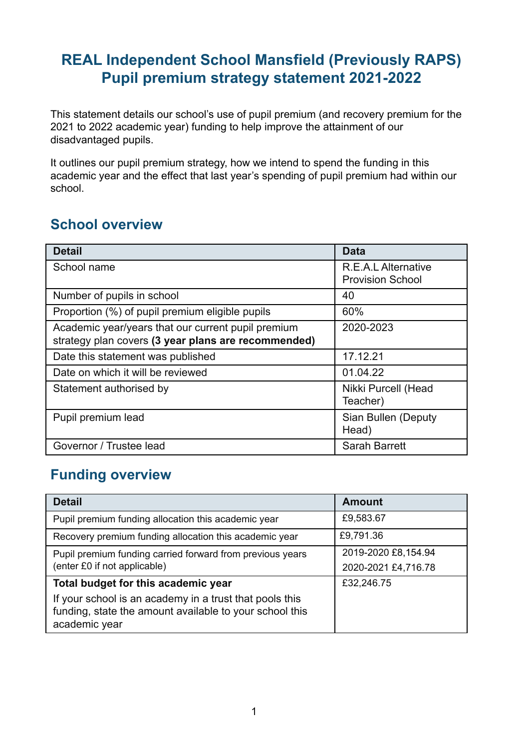# REAL Independent School Mansfield (Previously RAPS) Pupil premium strategy statement 2021-2022

This statement details our school's use of pupil premium (and recovery premium for the 2021 to 2022 academic year) funding to help improve the attainment of our disadvantaged pupils.

It outlines our pupil premium strategy, how we intend to spend the funding in this academic year and the effect that last year's spending of pupil premium had within our school.

## School overview

| Detail | Data |
|---|---|
| School name | R.E.A.L Alternative Provision School |
| Number of pupils in school | 40 |
| Proportion (%) of pupil premium eligible pupils | 60% |
| Academic year/years that our current pupil premium strategy plan covers **(3 year plans are recommended)** | 2020-2023 |
| Date this statement was published | 17.12.21 |
| Date on which it will be reviewed | 01.04.22 |
| Statement authorised by | Nikki Purcell (Head Teacher) |
| Pupil premium lead | Sian Bullen (Deputy Head) |
| Governor / Trustee lead | Sarah Barrett |

## Funding overview

| Detail | Amount |
|---|---|
| Pupil premium funding allocation this academic year | £9,583.67 |
| Recovery premium funding allocation this academic year | £9,791.36 |
| Pupil premium funding carried forward from previous years (enter £0 if not applicable) | 2019-2020 £8,154.94<br>2020-2021 £4,716.78 |
| **Total budget for this academic year**<br>If your school is an academy in a trust that pools this funding, state the amount available to your school this academic year | £32,246.75 |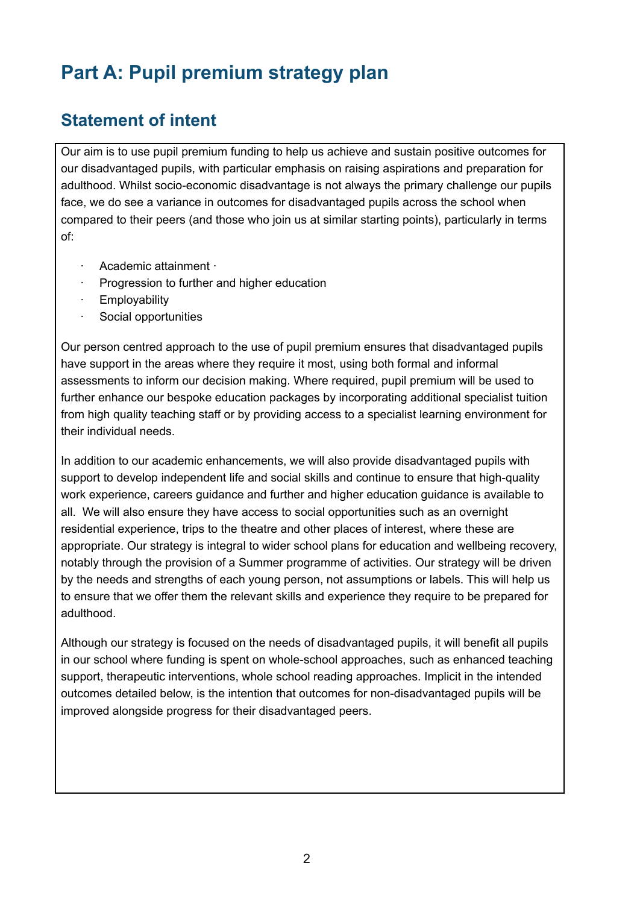# Part A: Pupil premium strategy plan

## Statement of intent

Our aim is to use pupil premium funding to help us achieve and sustain positive outcomes for our disadvantaged pupils, with particular emphasis on raising aspirations and preparation for adulthood. Whilst socio-economic disadvantage is not always the primary challenge our pupils face, we do see a variance in outcomes for disadvantaged pupils across the school when compared to their peers (and those who join us at similar starting points), particularly in terms of:

- Academic attainment ·
- Progression to further and higher education
- Employability
- Social opportunities

Our person centred approach to the use of pupil premium ensures that disadvantaged pupils have support in the areas where they require it most, using both formal and informal assessments to inform our decision making. Where required, pupil premium will be used to further enhance our bespoke education packages by incorporating additional specialist tuition from high quality teaching staff or by providing access to a specialist learning environment for their individual needs.

In addition to our academic enhancements, we will also provide disadvantaged pupils with support to develop independent life and social skills and continue to ensure that high-quality work experience, careers guidance and further and higher education guidance is available to all. We will also ensure they have access to social opportunities such as an overnight residential experience, trips to the theatre and other places of interest, where these are appropriate. Our strategy is integral to wider school plans for education and wellbeing recovery, notably through the provision of a Summer programme of activities. Our strategy will be driven by the needs and strengths of each young person, not assumptions or labels. This will help us to ensure that we offer them the relevant skills and experience they require to be prepared for adulthood.

Although our strategy is focused on the needs of disadvantaged pupils, it will benefit all pupils in our school where funding is spent on whole-school approaches, such as enhanced teaching support, therapeutic interventions, whole school reading approaches. Implicit in the intended outcomes detailed below, is the intention that outcomes for non-disadvantaged pupils will be improved alongside progress for their disadvantaged peers.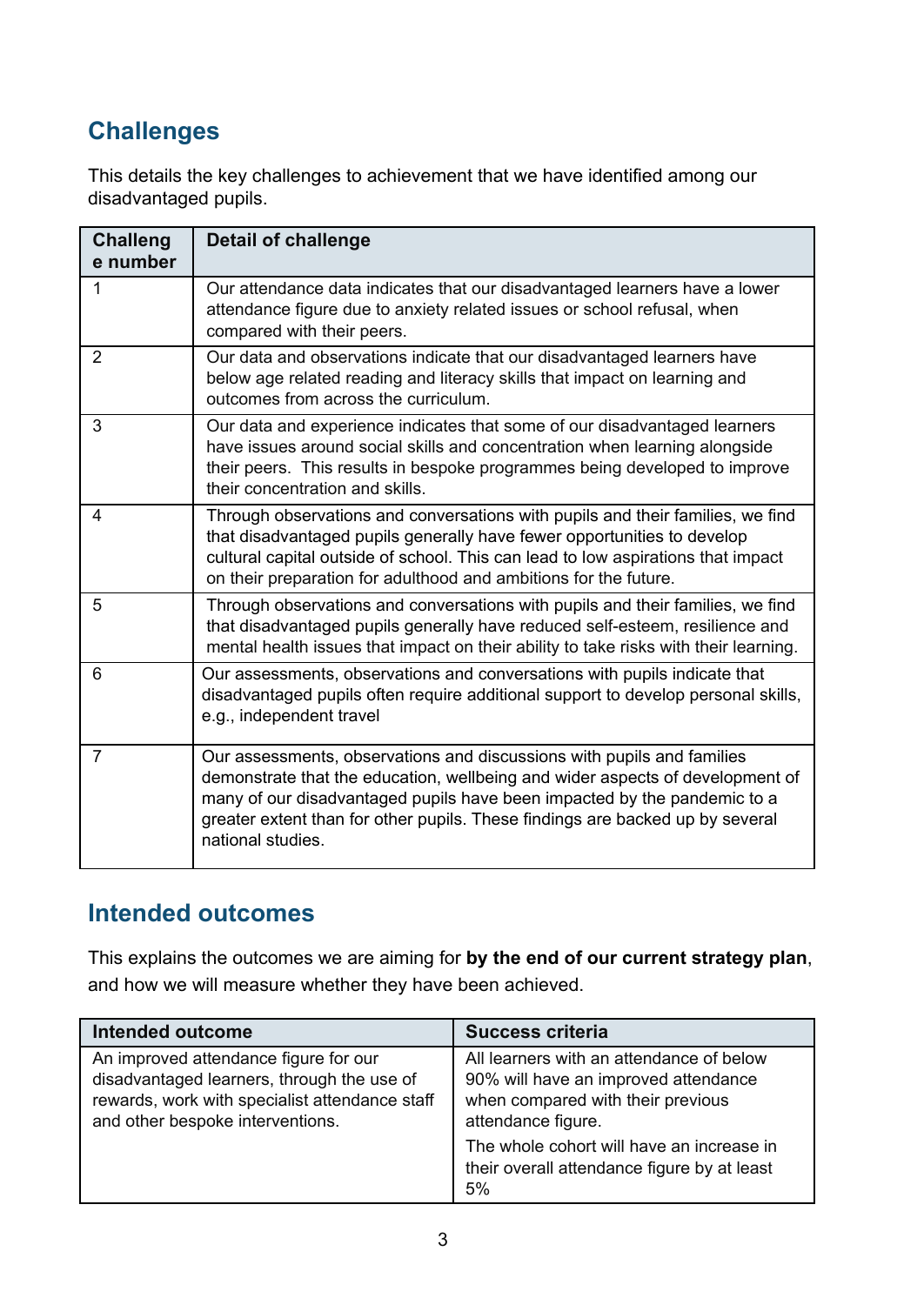## Challenges

This details the key challenges to achievement that we have identified among our disadvantaged pupils.

| Challenge number | Detail of challenge |
| --- | --- |
| 1 | Our attendance data indicates that our disadvantaged learners have a lower attendance figure due to anxiety related issues or school refusal, when compared with their peers. |
| 2 | Our data and observations indicate that our disadvantaged learners have below age related reading and literacy skills that impact on learning and outcomes from across the curriculum. |
| 3 | Our data and experience indicates that some of our disadvantaged learners have issues around social skills and concentration when learning alongside their peers. This results in bespoke programmes being developed to improve their concentration and skills. |
| 4 | Through observations and conversations with pupils and their families, we find that disadvantaged pupils generally have fewer opportunities to develop cultural capital outside of school. This can lead to low aspirations that impact on their preparation for adulthood and ambitions for the future. |
| 5 | Through observations and conversations with pupils and their families, we find that disadvantaged pupils generally have reduced self-esteem, resilience and mental health issues that impact on their ability to take risks with their learning. |
| 6 | Our assessments, observations and conversations with pupils indicate that disadvantaged pupils often require additional support to develop personal skills, e.g., independent travel |
| 7 | Our assessments, observations and discussions with pupils and families demonstrate that the education, wellbeing and wider aspects of development of many of our disadvantaged pupils have been impacted by the pandemic to a greater extent than for other pupils. These findings are backed up by several national studies. |

## Intended outcomes

This explains the outcomes we are aiming for **by the end of our current strategy plan**, and how we will measure whether they have been achieved.

| Intended outcome | Success criteria |
| --- | --- |
| An improved attendance figure for our disadvantaged learners, through the use of rewards, work with specialist attendance staff and other bespoke interventions. | All learners with an attendance of below 90% will have an improved attendance when compared with their previous attendance figure.<br><br>The whole cohort will have an increase in their overall attendance figure by at least 5% |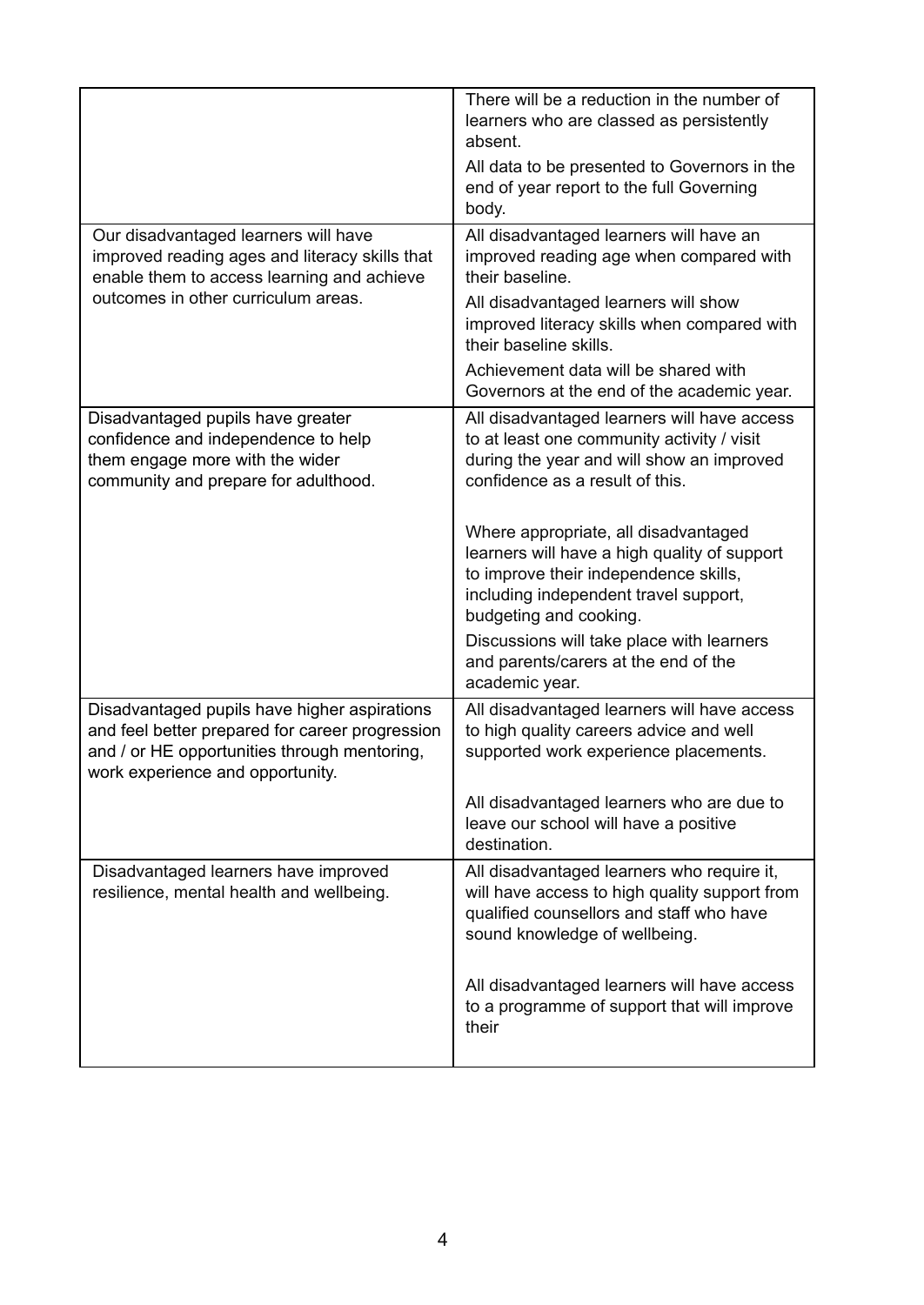| | |
|---|---|
| | There will be a reduction in the number of learners who are classed as persistently absent.<br>All data to be presented to Governors in the end of year report to the full Governing body. |
| Our disadvantaged learners will have improved reading ages and literacy skills that enable them to access learning and achieve outcomes in other curriculum areas. | All disadvantaged learners will have an improved reading age when compared with their baseline.<br>All disadvantaged learners will show improved literacy skills when compared with their baseline skills.<br>Achievement data will be shared with Governors at the end of the academic year. |
| Disadvantaged pupils have greater confidence and independence to help them engage more with the wider community and prepare for adulthood. | All disadvantaged learners will have access to at least one community activity / visit during the year and will show an improved confidence as a result of this.<br><br>Where appropriate, all disadvantaged learners will have a high quality of support to improve their independence skills, including independent travel support, budgeting and cooking.<br>Discussions will take place with learners and parents/carers at the end of the academic year. |
| Disadvantaged pupils have higher aspirations and feel better prepared for career progression and / or HE opportunities through mentoring, work experience and opportunity. | All disadvantaged learners will have access to high quality careers advice and well supported work experience placements.<br><br>All disadvantaged learners who are due to leave our school will have a positive destination. |
| Disadvantaged learners have improved resilience, mental health and wellbeing. | All disadvantaged learners who require it, will have access to high quality support from qualified counsellors and staff who have sound knowledge of wellbeing.<br><br>All disadvantaged learners will have access to a programme of support that will improve their |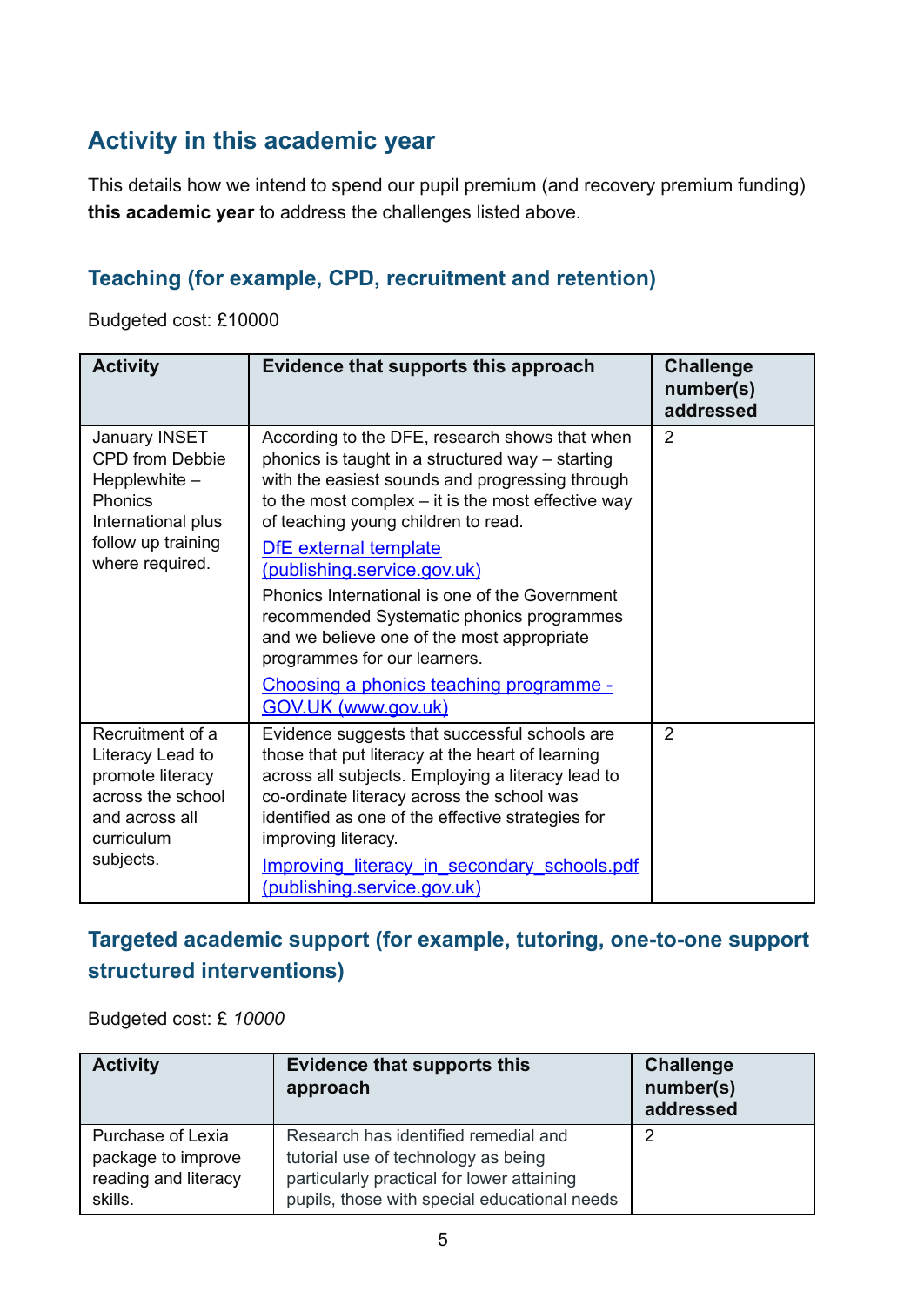## Activity in this academic year

This details how we intend to spend our pupil premium (and recovery premium funding) **this academic year** to address the challenges listed above.

### Teaching (for example, CPD, recruitment and retention)

Budgeted cost: £10000

| Activity | Evidence that supports this approach | Challenge number(s) addressed |
|---|---|---|
| January INSET CPD from Debbie Hepplewhite – Phonics International plus follow up training where required. | According to the DFE, research shows that when phonics is taught in a structured way – starting with the easiest sounds and progressing through to the most complex – it is the most effective way of teaching young children to read.<br>[DfE external template (publishing.service.gov.uk)]<br>Phonics International is one of the Government recommended Systematic phonics programmes and we believe one of the most appropriate programmes for our learners.<br>[Choosing a phonics teaching programme - GOV.UK (www.gov.uk)] | 2 |
| Recruitment of a Literacy Lead to promote literacy across the school and across all curriculum subjects. | Evidence suggests that successful schools are those that put literacy at the heart of learning across all subjects. Employing a literacy lead to co-ordinate literacy across the school was identified as one of the effective strategies for improving literacy.<br>[Improving_literacy_in_secondary_schools.pdf (publishing.service.gov.uk)] | 2 |

### Targeted academic support (for example, tutoring, one-to-one support structured interventions)

Budgeted cost: £ *10000*

| Activity | Evidence that supports this approach | Challenge number(s) addressed |
|---|---|---|
| Purchase of Lexia package to improve reading and literacy skills. | Research has identified remedial and tutorial use of technology as being particularly practical for lower attaining pupils, those with special educational needs | 2 |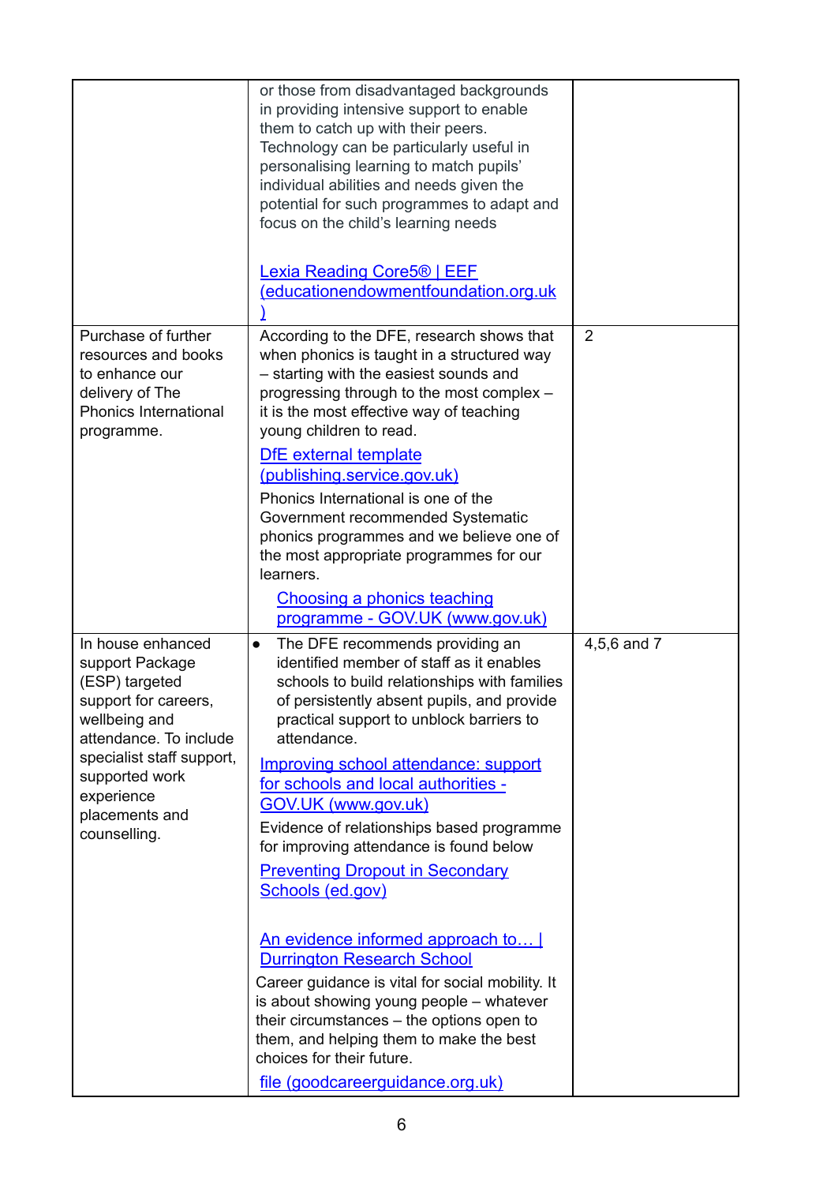| | | |
|---|---|---|
| | or those from disadvantaged backgrounds in providing intensive support to enable them to catch up with their peers. Technology can be particularly useful in personalising learning to match pupils' individual abilities and needs given the potential for such programmes to adapt and focus on the child's learning needs<br><br>[Lexia Reading Core5® \| EEF (educationendowmentfoundation.org.uk)] | |
| Purchase of further resources and books to enhance our delivery of The Phonics International programme. | According to the DFE, research shows that when phonics is taught in a structured way – starting with the easiest sounds and progressing through to the most complex – it is the most effective way of teaching young children to read.<br>[DfE external template (publishing.service.gov.uk)]<br>Phonics International is one of the Government recommended Systematic phonics programmes and we believe one of the most appropriate programmes for our learners.<br>[Choosing a phonics teaching programme - GOV.UK (www.gov.uk)] | 2 |
| In house enhanced support Package (ESP) targeted support for careers, wellbeing and attendance. To include specialist staff support, supported work experience placements and counselling. | • The DFE recommends providing an identified member of staff as it enables schools to build relationships with families of persistently absent pupils, and provide practical support to unblock barriers to attendance.<br>[Improving school attendance: support for schools and local authorities - GOV.UK (www.gov.uk)]<br>Evidence of relationships based programme for improving attendance is found below<br>[Preventing Dropout in Secondary Schools (ed.gov)]<br><br>[An evidence informed approach to… \| Durrington Research School]<br>Career guidance is vital for social mobility. It is about showing young people – whatever their circumstances – the options open to them, and helping them to make the best choices for their future.<br>[file (goodcareerguidance.org.uk)] | 4,5,6 and 7 |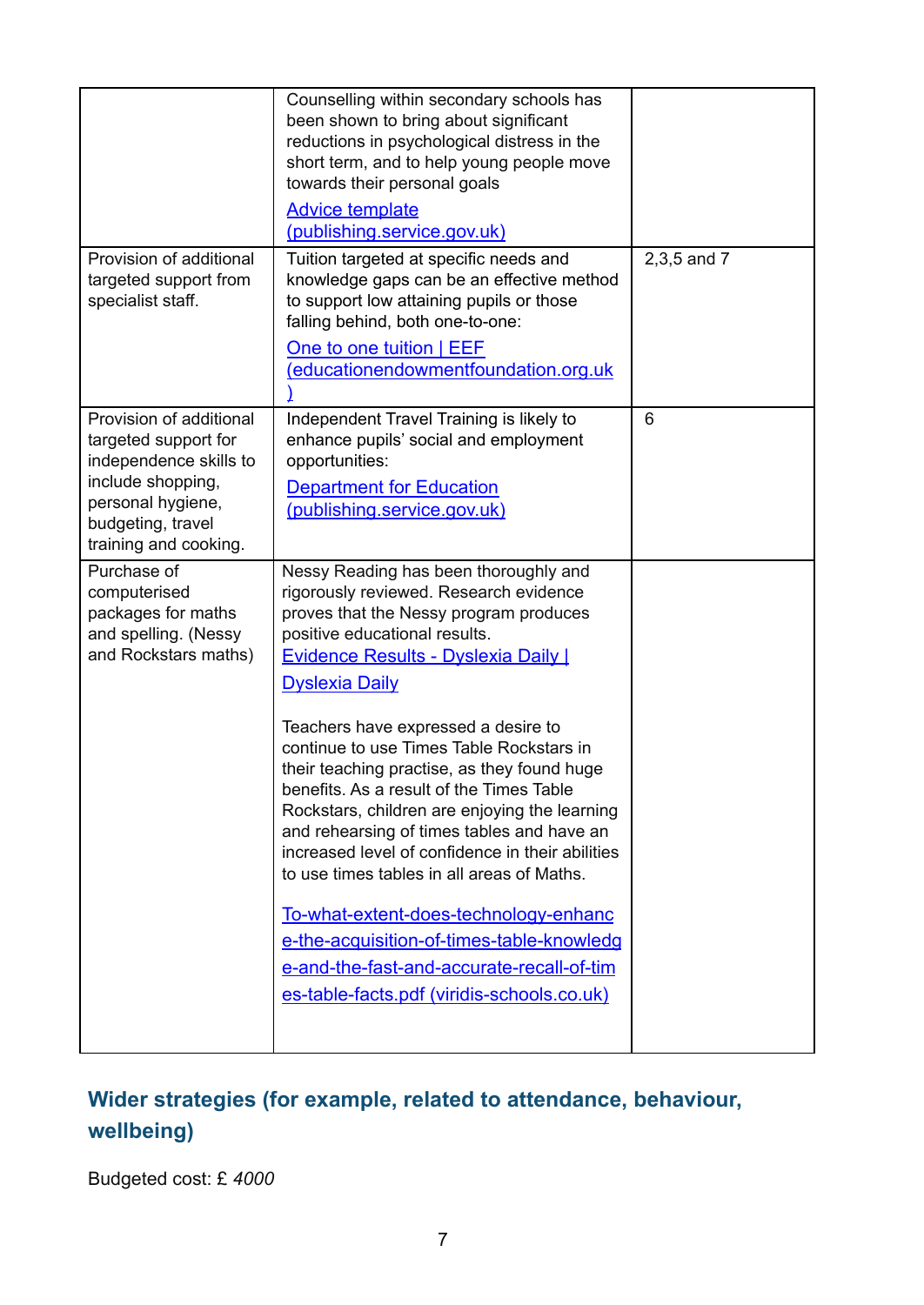| | | |
|---|---|---|
| | Counselling within secondary schools has been shown to bring about significant reductions in psychological distress in the short term, and to help young people move towards their personal goals<br>[Advice template (publishing.service.gov.uk)]() | |
| Provision of additional targeted support from specialist staff. | Tuition targeted at specific needs and knowledge gaps can be an effective method to support low attaining pupils or those falling behind, both one-to-one:<br>[One to one tuition \| EEF (educationendowmentfoundation.org.uk)]() | 2,3,5 and 7 |
| Provision of additional targeted support for independence skills to include shopping, personal hygiene, budgeting, travel training and cooking. | Independent Travel Training is likely to enhance pupils' social and employment opportunities:<br>[Department for Education (publishing.service.gov.uk)]() | 6 |
| Purchase of computerised packages for maths and spelling. (Nessy and Rockstars maths) | Nessy Reading has been thoroughly and rigorously reviewed. Research evidence proves that the Nessy program produces positive educational results.<br>[Evidence Results - Dyslexia Daily \| Dyslexia Daily]()<br><br>Teachers have expressed a desire to continue to use Times Table Rockstars in their teaching practise, as they found huge benefits. As a result of the Times Table Rockstars, children are enjoying the learning and rehearsing of times tables and have an increased level of confidence in their abilities to use times tables in all areas of Maths.<br><br>[To-what-extent-does-technology-enhance-the-acquisition-of-times-table-knowledge-and-the-fast-and-accurate-recall-of-times-table-facts.pdf (viridis-schools.co.uk)]() | |

## Wider strategies (for example, related to attendance, behaviour, wellbeing)

Budgeted cost: £ *4000*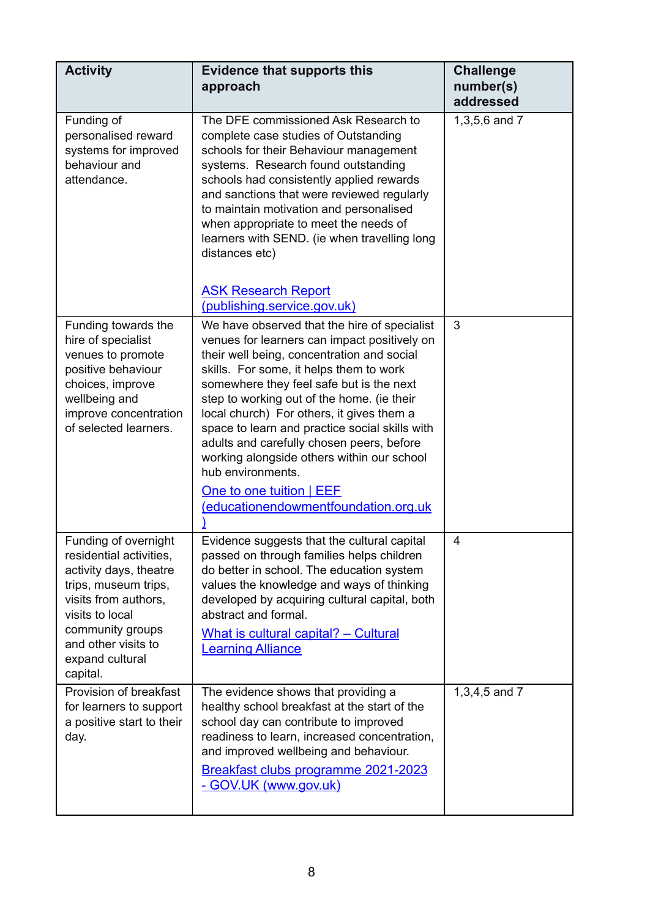| Activity | Evidence that supports this approach | Challenge number(s) addressed |
|---|---|---|
| Funding of personalised reward systems for improved behaviour and attendance. | The DFE commissioned Ask Research to complete case studies of Outstanding schools for their Behaviour management systems. Research found outstanding schools had consistently applied rewards and sanctions that were reviewed regularly to maintain motivation and personalised when appropriate to meet the needs of learners with SEND. (ie when travelling long distances etc)<br><br>ASK Research Report (publishing.service.gov.uk) | 1,3,5,6 and 7 |
| Funding towards the hire of specialist venues to promote positive behaviour choices, improve wellbeing and improve concentration of selected learners. | We have observed that the hire of specialist venues for learners can impact positively on their well being, concentration and social skills. For some, it helps them to work somewhere they feel safe but is the next step to working out of the home. (ie their local church) For others, it gives them a space to learn and practice social skills with adults and carefully chosen peers, before working alongside others within our school hub environments.<br><br>One to one tuition \| EEF (educationendowmentfoundation.org.uk) | 3 |
| Funding of overnight residential activities, activity days, theatre trips, museum trips, visits from authors, visits to local community groups and other visits to expand cultural capital. | Evidence suggests that the cultural capital passed on through families helps children do better in school. The education system values the knowledge and ways of thinking developed by acquiring cultural capital, both abstract and formal.<br><br>What is cultural capital? – Cultural Learning Alliance | 4 |
| Provision of breakfast for learners to support a positive start to their day. | The evidence shows that providing a healthy school breakfast at the start of the school day can contribute to improved readiness to learn, increased concentration, and improved wellbeing and behaviour.<br><br>Breakfast clubs programme 2021-2023 - GOV.UK (www.gov.uk) | 1,3,4,5 and 7 |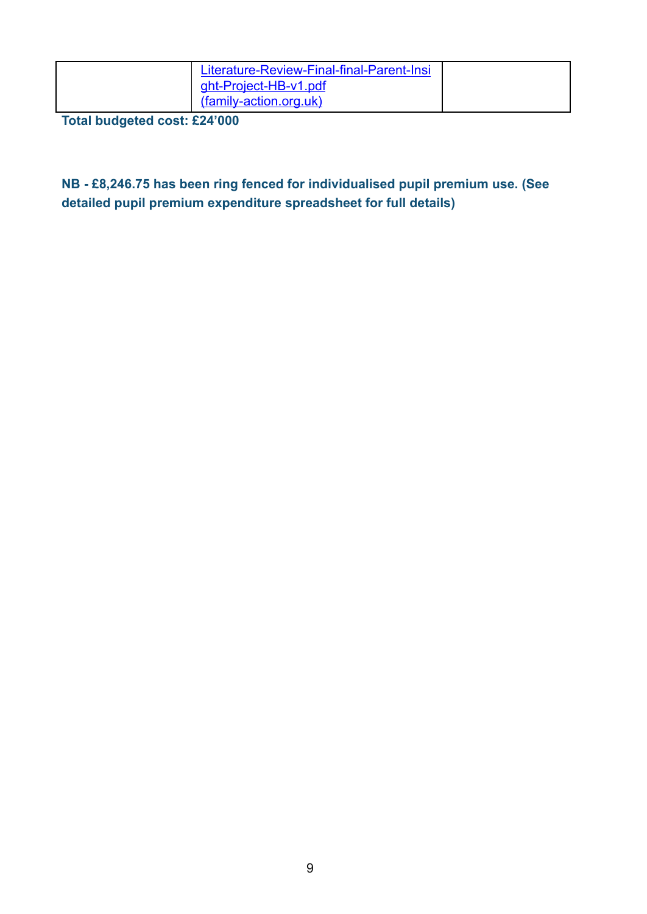| | | |
|---|---|---|
| | Literature-Review-Final-final-Parent-Insight-Project-HB-v1.pdf (family-action.org.uk) | |

**Total budgeted cost: £24'000**

**NB - £8,246.75 has been ring fenced for individualised pupil premium use. (See detailed pupil premium expenditure spreadsheet for full details)**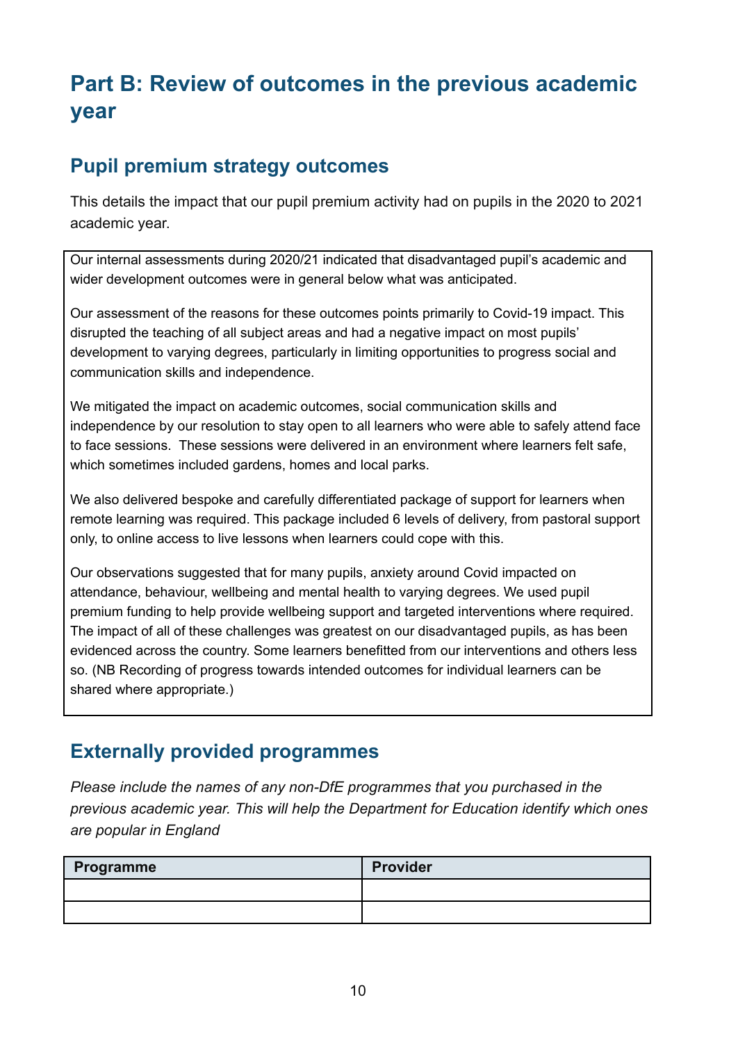# Part B: Review of outcomes in the previous academic year

## Pupil premium strategy outcomes

This details the impact that our pupil premium activity had on pupils in the 2020 to 2021 academic year.

Our internal assessments during 2020/21 indicated that disadvantaged pupil's academic and wider development outcomes were in general below what was anticipated.

Our assessment of the reasons for these outcomes points primarily to Covid-19 impact. This disrupted the teaching of all subject areas and had a negative impact on most pupils' development to varying degrees, particularly in limiting opportunities to progress social and communication skills and independence.

We mitigated the impact on academic outcomes, social communication skills and independence by our resolution to stay open to all learners who were able to safely attend face to face sessions. These sessions were delivered in an environment where learners felt safe, which sometimes included gardens, homes and local parks.

We also delivered bespoke and carefully differentiated package of support for learners when remote learning was required. This package included 6 levels of delivery, from pastoral support only, to online access to live lessons when learners could cope with this.

Our observations suggested that for many pupils, anxiety around Covid impacted on attendance, behaviour, wellbeing and mental health to varying degrees. We used pupil premium funding to help provide wellbeing support and targeted interventions where required. The impact of all of these challenges was greatest on our disadvantaged pupils, as has been evidenced across the country. Some learners benefitted from our interventions and others less so. (NB Recording of progress towards intended outcomes for individual learners can be shared where appropriate.)

## Externally provided programmes

*Please include the names of any non-DfE programmes that you purchased in the previous academic year. This will help the Department for Education identify which ones are popular in England*

| Programme | Provider |
| --- | --- |
| | |
| | |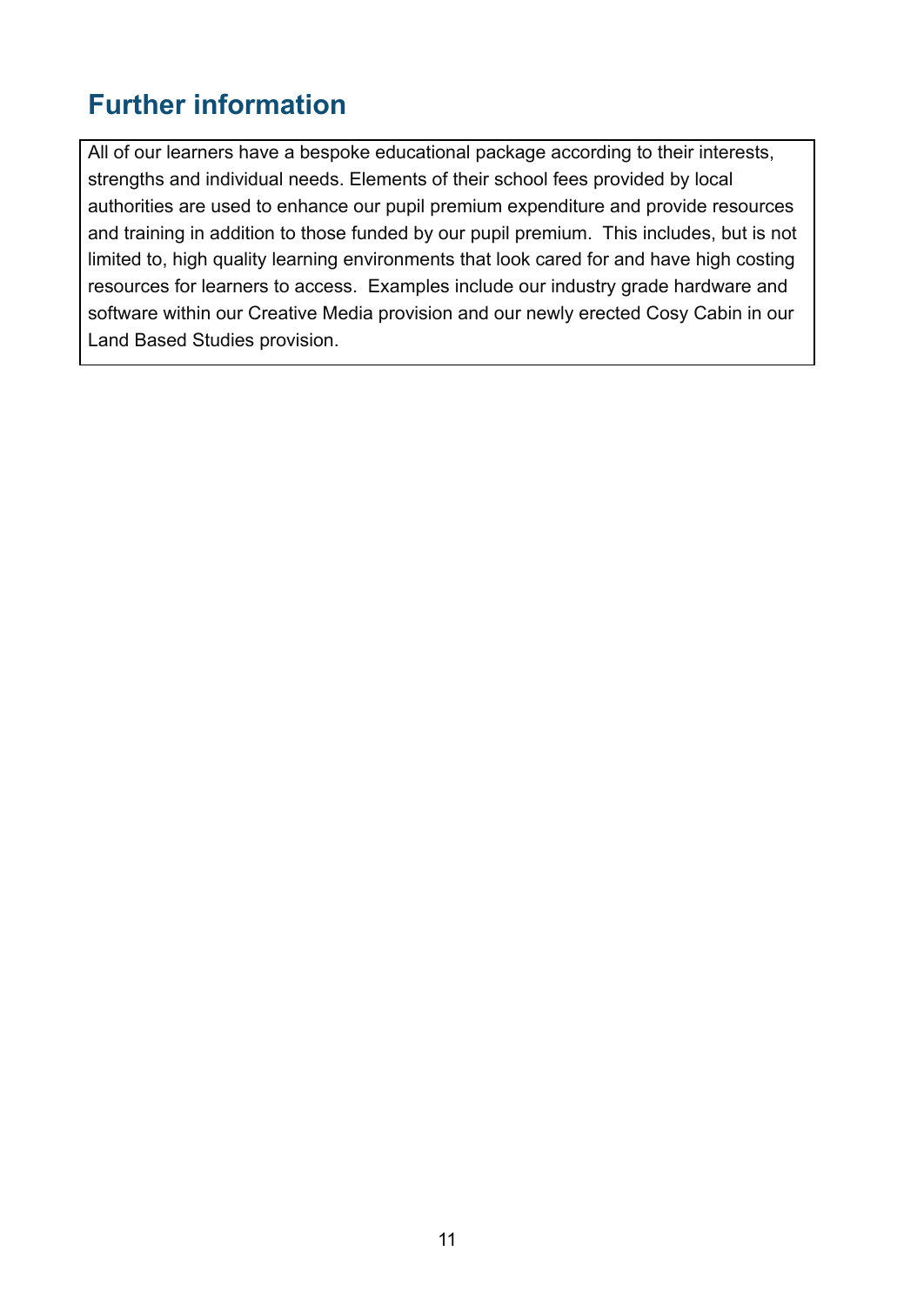## Further information

All of our learners have a bespoke educational package according to their interests, strengths and individual needs. Elements of their school fees provided by local authorities are used to enhance our pupil premium expenditure and provide resources and training in addition to those funded by our pupil premium. This includes, but is not limited to, high quality learning environments that look cared for and have high costing resources for learners to access. Examples include our industry grade hardware and software within our Creative Media provision and our newly erected Cosy Cabin in our Land Based Studies provision.